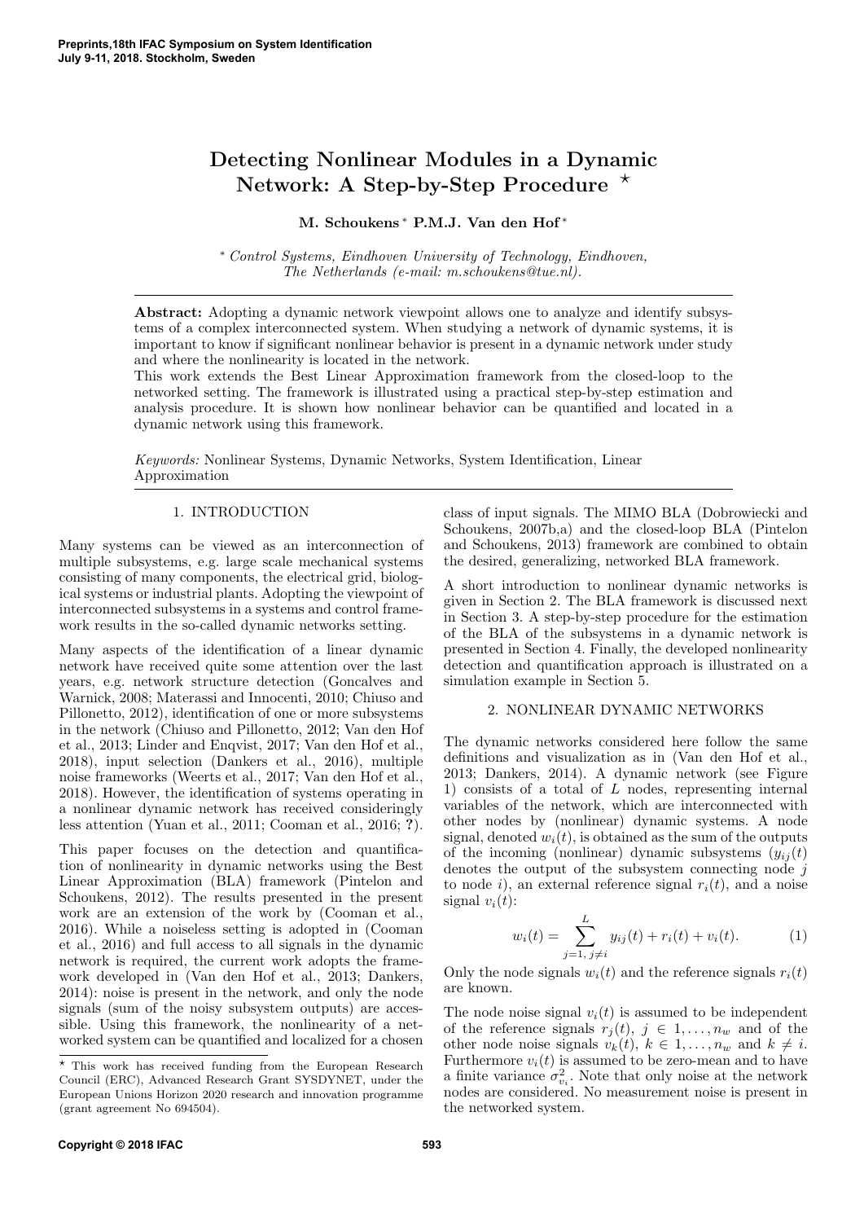# Detecting Nonlinear Modules in a Dynamic Network: A Step-by-Step Procedure ⋆

**M. Schoukens** * **P.M.J. Van den Hof** *

\* *Control Systems, Eindhoven University of Technology, Eindhoven, The Netherlands (e-mail: m.schoukens@tue.nl).*

---

**Abstract:** Adopting a dynamic network viewpoint allows one to analyze and identify subsystems of a complex interconnected system. When studying a network of dynamic systems, it is important to know if significant nonlinear behavior is present in a dynamic network under study and where the nonlinearity is located in the network.

This work extends the Best Linear Approximation framework from the closed-loop to the networked setting. The framework is illustrated using a practical step-by-step estimation and analysis procedure. It is shown how nonlinear behavior can be quantified and located in a dynamic network using this framework.

*Keywords:* Nonlinear Systems, Dynamic Networks, System Identification, Linear Approximation

---

## 1. INTRODUCTION

Many systems can be viewed as an interconnection of multiple subsystems, e.g. large scale mechanical systems consisting of many components, the electrical grid, biological systems or industrial plants. Adopting the viewpoint of interconnected subsystems in a systems and control framework results in the so-called dynamic networks setting.

Many aspects of the identification of a linear dynamic network have received quite some attention over the last years, e.g. network structure detection (Goncalves and Warnick, 2008; Materassi and Innocenti, 2010; Chiuso and Pillonetto, 2012), identification of one or more subsystems in the network (Chiuso and Pillonetto, 2012; Van den Hof et al., 2013; Linder and Enqvist, 2017; Van den Hof et al., 2018), input selection (Dankers et al., 2016), multiple noise frameworks (Weerts et al., 2017; Van den Hof et al., 2018). However, the identification of systems operating in a nonlinear dynamic network has received consideringly less attention (Yuan et al., 2011; Cooman et al., 2016; ?).

This paper focuses on the detection and quantification of nonlinearity in dynamic networks using the Best Linear Approximation (BLA) framework (Pintelon and Schoukens, 2012). The results presented in the present work are an extension of the work by (Cooman et al., 2016). While a noiseless setting is adopted in (Cooman et al., 2016) and full access to all signals in the dynamic network is required, the current work adopts the framework developed in (Van den Hof et al., 2013; Dankers, 2014): noise is present in the network, and only the node signals (sum of the noisy subsystem outputs) are accessible. Using this framework, the nonlinearity of a networked system can be quantified and localized for a chosen class of input signals. The MIMO BLA (Dobrowiecki and Schoukens, 2007b,a) and the closed-loop BLA (Pintelon and Schoukens, 2013) framework are combined to obtain the desired, generalizing, networked BLA framework.

A short introduction to nonlinear dynamic networks is given in Section 2. The BLA framework is discussed next in Section 3. A step-by-step procedure for the estimation of the BLA of the subsystems in a dynamic network is presented in Section 4. Finally, the developed nonlinearity detection and quantification approach is illustrated on a simulation example in Section 5.

## 2. NONLINEAR DYNAMIC NETWORKS

The dynamic networks considered here follow the same definitions and visualization as in (Van den Hof et al., 2013; Dankers, 2014). A dynamic network (see Figure 1) consists of a total of $L$ nodes, representing internal variables of the network, which are interconnected with other nodes by (nonlinear) dynamic systems. A node signal, denoted $w_i(t)$, is obtained as the sum of the outputs of the incoming (nonlinear) dynamic subsystems ($y_{ij}(t)$ denotes the output of the subsystem connecting node $j$ to node $i$), an external reference signal $r_i(t)$, and a noise signal $v_i(t)$:

$$w_i(t) = \sum_{j=1,\, j\neq i}^{L} y_{ij}(t) + r_i(t) + v_i(t). \tag{1}$$

Only the node signals $w_i(t)$ and the reference signals $r_i(t)$ are known.

The node noise signal $v_i(t)$ is assumed to be independent of the reference signals $r_j(t)$, $j \in 1, \ldots, n_w$ and of the other node noise signals $v_k(t)$, $k \in 1, \ldots, n_w$ and $k \neq i$. Furthermore $v_i(t)$ is assumed to be zero-mean and to have a finite variance $\sigma^2_{v_i}$. Note that only noise at the network nodes are considered. No measurement noise is present in the networked system.

---

⋆ This work has received funding from the European Research Council (ERC), Advanced Research Grant SYSDYNET, under the European Unions Horizon 2020 research and innovation programme (grant agreement No 694504).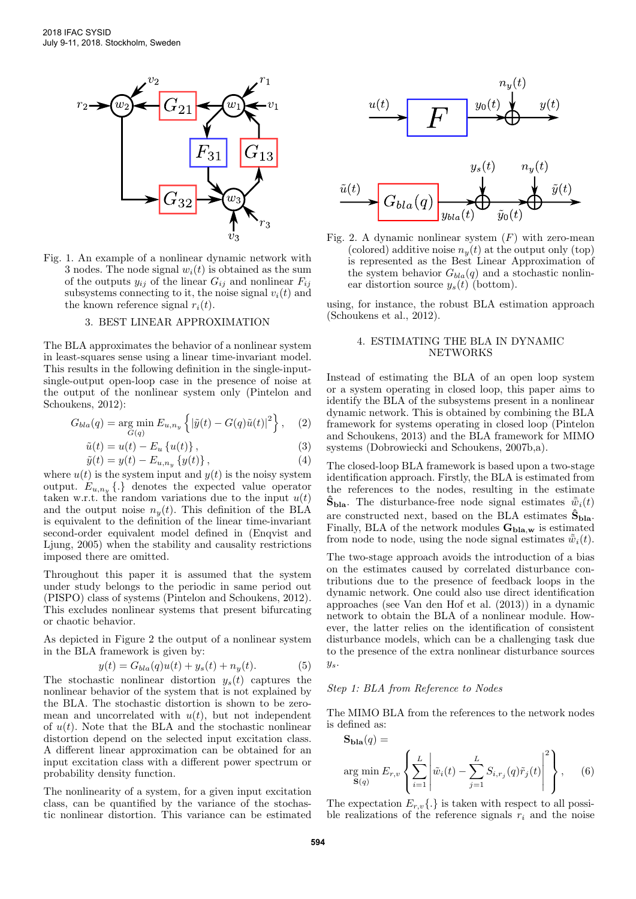Fig. 1. An example of a nonlinear dynamic network with 3 nodes. The node signal $w_i(t)$ is obtained as the sum of the outputs $y_{ij}$ of the linear $G_{ij}$ and nonlinear $F_{ij}$ subsystems connecting to it, the noise signal $v_i(t)$ and the known reference signal $r_i(t)$.

## 3. BEST LINEAR APPROXIMATION

The BLA approximates the behavior of a nonlinear system in least-squares sense using a linear time-invariant model. This results in the following definition in the single-input-single-output open-loop case in the presence of noise at the output of the nonlinear system only (Pintelon and Schoukens, 2012):

$$G_{bla}(q) = \arg\min_{G(q)} E_{u,n_y} \left\{ \left| \tilde{y}(t) - G(q)\tilde{u}(t) \right|^2 \right\}, \quad (2)$$

$$\tilde{u}(t) = u(t) - E_u \{u(t)\}, \quad (3)$$

$$\tilde{y}(t) = y(t) - E_{u,n_y} \{y(t)\}, \quad (4)$$

where $u(t)$ is the system input and $y(t)$ is the noisy system output. $E_{u,n_y}\{.\}$ denotes the expected value operator taken w.r.t. the random variations due to the input $u(t)$ and the output noise $n_y(t)$. This definition of the BLA is equivalent to the definition of the linear time-invariant second-order equivalent model defined in (Enqvist and Ljung, 2005) when the stability and causality restrictions imposed there are omitted.

Throughout this paper it is assumed that the system under study belongs to the periodic in same period out (PISPO) class of systems (Pintelon and Schoukens, 2012). This excludes nonlinear systems that present bifurcating or chaotic behavior.

As depicted in Figure 2 the output of a nonlinear system in the BLA framework is given by:

$$y(t) = G_{bla}(q)u(t) + y_s(t) + n_y(t). \quad (5)$$

The stochastic nonlinear distortion $y_s(t)$ captures the nonlinear behavior of the system that is not explained by the BLA. The stochastic distortion is shown to be zero-mean and uncorrelated with $u(t)$, but not independent of $u(t)$. Note that the BLA and the stochastic nonlinear distortion depend on the selected input excitation class. A different linear approximation can be obtained for an input excitation class with a different power spectrum or probability density function.

The nonlinearity of a system, for a given input excitation class, can be quantified by the variance of the stochastic nonlinear distortion. This variance can be estimated using, for instance, the robust BLA estimation approach (Schoukens et al., 2012).

Fig. 2. A dynamic nonlinear system ($F$) with zero-mean (colored) additive noise $n_y(t)$ at the output only (top) is represented as the Best Linear Approximation of the system behavior $G_{bla}(q)$ and a stochastic nonlinear distortion source $y_s(t)$ (bottom).

## 4. ESTIMATING THE BLA IN DYNAMIC NETWORKS

Instead of estimating the BLA of an open loop system or a system operating in closed loop, this paper aims to identify the BLA of the subsystems present in a nonlinear dynamic network. This is obtained by combining the BLA framework for systems operating in closed loop (Pintelon and Schoukens, 2013) and the BLA framework for MIMO systems (Dobrowiecki and Schoukens, 2007b,a).

The closed-loop BLA framework is based upon a two-stage identification approach. Firstly, the BLA is estimated from the references to the nodes, resulting in the estimate $\mathbf{\hat{S}_{bla}}$. The disturbance-free node signal estimates $\hat{\tilde{w}}_i(t)$ are constructed next, based on the BLA estimates $\mathbf{\hat{S}_{bla}}$. Finally, BLA of the network modules $\mathbf{G_{bla,w}}$ is estimated from node to node, using the node signal estimates $\hat{\tilde{w}}_i(t)$.

The two-stage approach avoids the introduction of a bias on the estimates caused by correlated disturbance contributions due to the presence of feedback loops in the dynamic network. One could also use direct identification approaches (see Van den Hof et al. (2013)) in a dynamic network to obtain the BLA of a nonlinear module. However, the latter relies on the identification of consistent disturbance models, which can be a challenging task due to the presence of the extra nonlinear disturbance sources $y_s$.

*Step 1: BLA from Reference to Nodes*

The MIMO BLA from the references to the network nodes is defined as:

$$\mathbf{S_{bla}}(q) = \arg\min_{\mathbf{S}(q)} E_{r,v} \left\{ \sum_{i=1}^{L} \left| \tilde{w}_i(t) - \sum_{j=1}^{L} S_{i,r_j}(q)\tilde{r}_j(t) \right|^2 \right\}, \quad (6)$$

The expectation $E_{r,v}\{.\}$ is taken with respect to all possible realizations of the reference signals $r_i$ and the noise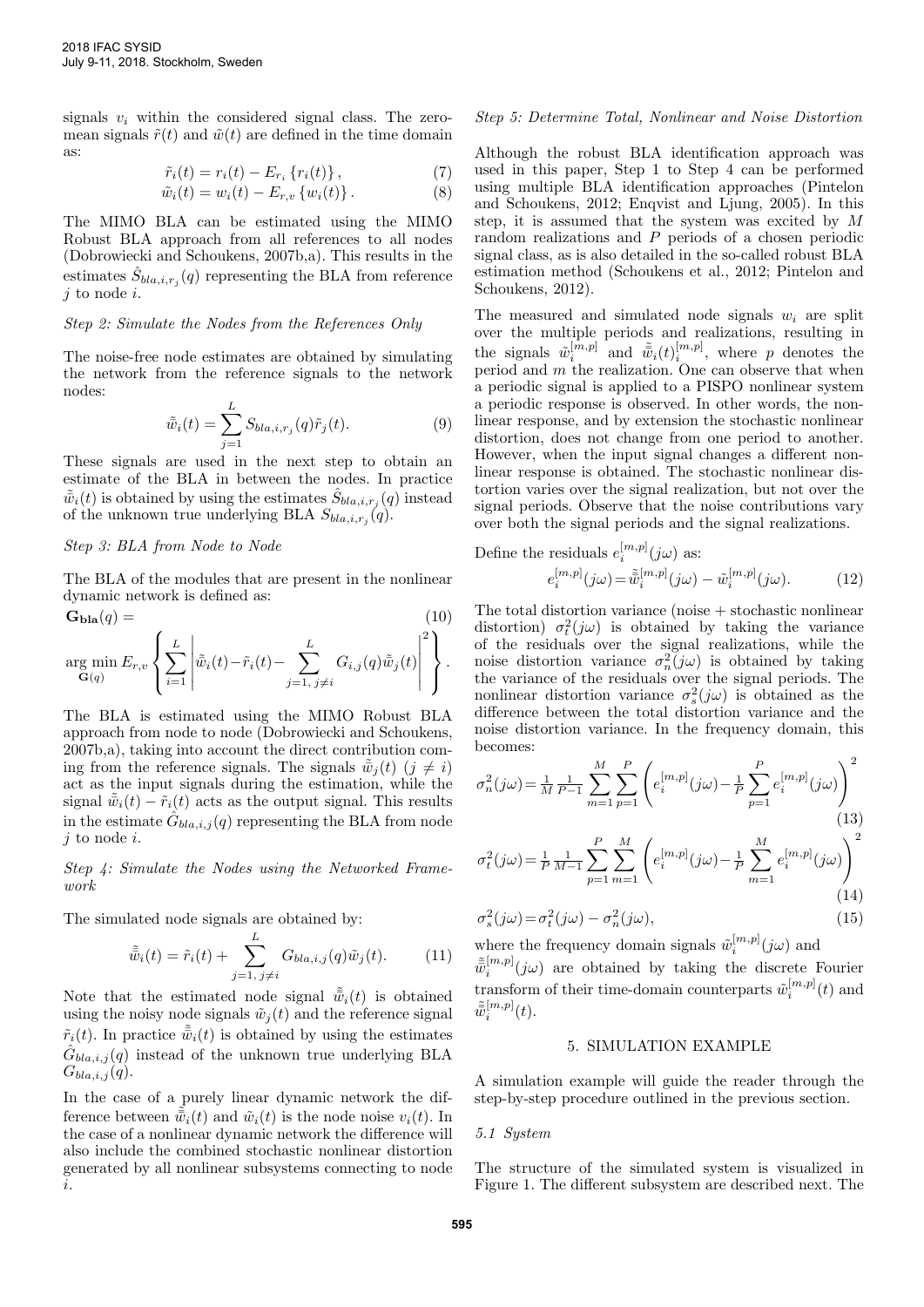signals $v_i$ within the considered signal class. The zero-mean signals $\tilde{r}(t)$ and $\tilde{w}(t)$ are defined in the time domain as:

$$\tilde{r}_i(t) = r_i(t) - E_{r_i}\{r_i(t)\}, \tag{7}$$

$$\tilde{w}_i(t) = w_i(t) - E_{r,v}\{w_i(t)\}. \tag{8}$$

The MIMO BLA can be estimated using the MIMO Robust BLA approach from all references to all nodes (Dobrowiecki and Schoukens, 2007b,a). This results in the estimates $\hat{S}_{bla,i,r_j}(q)$ representing the BLA from reference $j$ to node $i$.

*Step 2: Simulate the Nodes from the References Only*

The noise-free node estimates are obtained by simulating the network from the reference signals to the network nodes:

$$\tilde{\bar{w}}_i(t) = \sum_{j=1}^{L} S_{bla,i,r_j}(q)\tilde{r}_j(t). \tag{9}$$

These signals are used in the next step to obtain an estimate of the BLA in between the nodes. In practice $\tilde{\bar{w}}_i(t)$ is obtained by using the estimates $\hat{S}_{bla,i,r_j}(q)$ instead of the unknown true underlying BLA $S_{bla,i,r_j}(q)$.

*Step 3: BLA from Node to Node*

The BLA of the modules that are present in the nonlinear dynamic network is defined as:

$$\mathbf{G_{bla}}(q) = \tag{10}$$

$$\arg\min_{\mathbf{G}(q)} E_{r,v}\left\{\sum_{i=1}^{L}\left|\tilde{\bar{w}}_i(t) - \tilde{r}_i(t) - \sum_{j=1,\, j\neq i}^{L} G_{i,j}(q)\tilde{\bar{w}}_j(t)\right|^2\right\}.$$

The BLA is estimated using the MIMO Robust BLA approach from node to node (Dobrowiecki and Schoukens, 2007b,a), taking into account the direct contribution coming from the reference signals. The signals $\tilde{\bar{w}}_j(t)$ $(j \neq i)$ act as the input signals during the estimation, while the signal $\tilde{\bar{w}}_i(t) - \tilde{r}_i(t)$ acts as the output signal. This results in the estimate $\hat{G}_{bla,i,j}(q)$ representing the BLA from node $j$ to node $i$.

*Step 4: Simulate the Nodes using the Networked Framework*

The simulated node signals are obtained by:

$$\tilde{\bar{\bar{w}}}_i(t) = \tilde{r}_i(t) + \sum_{j=1,\, j\neq i}^{L} G_{bla,i,j}(q)\tilde{w}_j(t). \tag{11}$$

Note that the estimated node signal $\tilde{\bar{\bar{w}}}_i(t)$ is obtained using the noisy node signals $\tilde{w}_j(t)$ and the reference signal $\tilde{r}_i(t)$. In practice $\tilde{\bar{\bar{w}}}_i(t)$ is obtained by using the estimates $\hat{G}_{bla,i,j}(q)$ instead of the unknown true underlying BLA $G_{bla,i,j}(q)$.

In the case of a purely linear dynamic network the difference between $\tilde{\bar{\bar{w}}}_i(t)$ and $\tilde{w}_i(t)$ is the node noise $v_i(t)$. In the case of a nonlinear dynamic network the difference will also include the combined stochastic nonlinear distortion generated by all nonlinear subsystems connecting to node $i$.

*Step 5: Determine Total, Nonlinear and Noise Distortion*

Although the robust BLA identification approach was used in this paper, Step 1 to Step 4 can be performed using multiple BLA identification approaches (Pintelon and Schoukens, 2012; Enqvist and Ljung, 2005). In this step, it is assumed that the system was excited by $M$ random realizations and $P$ periods of a chosen periodic signal class, as is also detailed in the so-called robust BLA estimation method (Schoukens et al., 2012; Pintelon and Schoukens, 2012).

The measured and simulated node signals $w_i$ are split over the multiple periods and realizations, resulting in the signals $\tilde{w}_i^{[m,p]}$ and $\tilde{\bar{\bar{w}}}_i(t)_i^{[m,p]}$, where $p$ denotes the period and $m$ the realization. One can observe that when a periodic signal is applied to a PISPO nonlinear system a periodic response is observed. In other words, the nonlinear response, and by extension the stochastic nonlinear distortion, does not change from one period to another. However, when the input signal changes a different nonlinear response is obtained. The stochastic nonlinear distortion varies over the signal realization, but not over the signal periods. Observe that the noise contributions vary over both the signal periods and the signal realizations.

Define the residuals $e_i^{[m,p]}(j\omega)$ as:

$$e_i^{[m,p]}(j\omega) = \tilde{\bar{\bar{w}}}_i^{[m,p]}(j\omega) - \tilde{w}_i^{[m,p]}(j\omega). \tag{12}$$

The total distortion variance (noise + stochastic nonlinear distortion) $\sigma_t^2(j\omega)$ is obtained by taking the variance of the residuals over the signal realizations, while the noise distortion variance $\sigma_n^2(j\omega)$ is obtained by taking the variance of the residuals over the signal periods. The nonlinear distortion variance $\sigma_s^2(j\omega)$ is obtained as the difference between the total distortion variance and the noise distortion variance. In the frequency domain, this becomes:

$$\sigma_n^2(j\omega) = \frac{1}{M}\frac{1}{P-1}\sum_{m=1}^{M}\sum_{p=1}^{P}\left(e_i^{[m,p]}(j\omega) - \frac{1}{P}\sum_{p=1}^{P}e_i^{[m,p]}(j\omega)\right)^2 \tag{13}$$

$$\sigma_t^2(j\omega) = \frac{1}{P}\frac{1}{M-1}\sum_{p=1}^{P}\sum_{m=1}^{M}\left(e_i^{[m,p]}(j\omega) - \frac{1}{P}\sum_{m=1}^{M}e_i^{[m,p]}(j\omega)\right)^2 \tag{14}$$

$$\sigma_s^2(j\omega) = \sigma_t^2(j\omega) - \sigma_n^2(j\omega), \tag{15}$$

where the frequency domain signals $\tilde{w}_i^{[m,p]}(j\omega)$ and $\tilde{\bar{\bar{w}}}_i^{[m,p]}(j\omega)$ are obtained by taking the discrete Fourier transform of their time-domain counterparts $\tilde{w}_i^{[m,p]}(t)$ and $\tilde{\bar{\bar{w}}}_i^{[m,p]}(t)$.

## 5. SIMULATION EXAMPLE

A simulation example will guide the reader through the step-by-step procedure outlined in the previous section.

### 5.1 System

The structure of the simulated system is visualized in Figure 1. The different subsystem are described next. The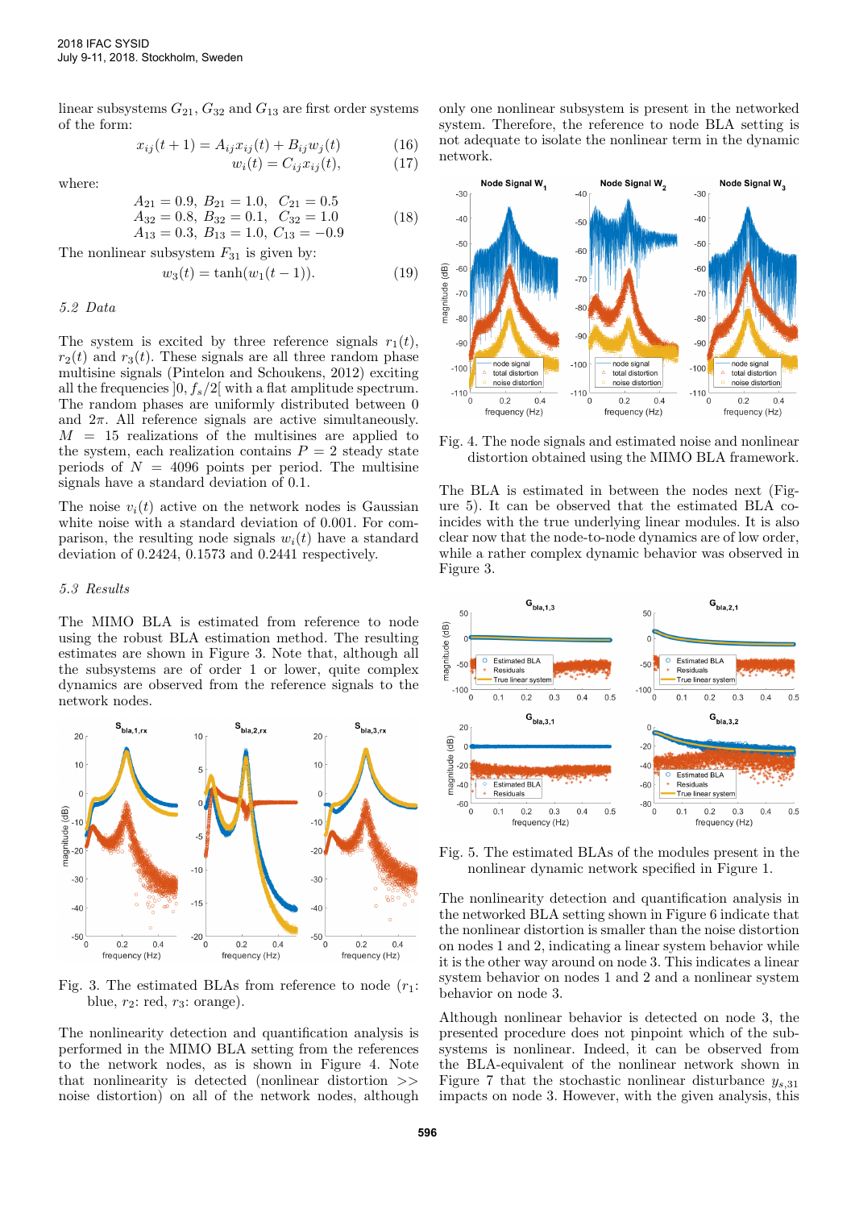linear subsystems $G_{21}$, $G_{32}$ and $G_{13}$ are first order systems of the form:

$$x_{ij}(t+1) = A_{ij}x_{ij}(t) + B_{ij}w_j(t) \tag{16}$$

$$w_i(t) = C_{ij}x_{ij}(t), \tag{17}$$

where:

$$\begin{array}{l} A_{21} = 0.9,\ B_{21} = 1.0,\ \ C_{21} = 0.5 \\ A_{32} = 0.8,\ B_{32} = 0.1,\ \ C_{32} = 1.0 \\ A_{13} = 0.3,\ B_{13} = 1.0,\ C_{13} = -0.9 \end{array} \tag{18}$$

The nonlinear subsystem $F_{31}$ is given by:

$$w_3(t) = \tanh(w_1(t-1)). \tag{19}$$

### 5.2 Data

The system is excited by three reference signals $r_1(t)$, $r_2(t)$ and $r_3(t)$. These signals are all three random phase multisine signals (Pintelon and Schoukens, 2012) exciting all the frequencies $]0, f_s/2[$ with a flat amplitude spectrum. The random phases are uniformly distributed between 0 and $2\pi$. All reference signals are active simultaneously. $M = 15$ realizations of the multisines are applied to the system, each realization contains $P = 2$ steady state periods of $N = 4096$ points per period. The multisine signals have a standard deviation of 0.1.

The noise $v_i(t)$ active on the network nodes is Gaussian white noise with a standard deviation of 0.001. For comparison, the resulting node signals $w_i(t)$ have a standard deviation of 0.2424, 0.1573 and 0.2441 respectively.

### 5.3 Results

The MIMO BLA is estimated from reference to node using the robust BLA estimation method. The resulting estimates are shown in Figure 3. Note that, although all the subsystems are of order 1 or lower, quite complex dynamics are observed from the reference signals to the network nodes.

Fig. 3. The estimated BLAs from reference to node ($r_1$: blue, $r_2$: red, $r_3$: orange).

The nonlinearity detection and quantification analysis is performed in the MIMO BLA setting from the references to the network nodes, as is shown in Figure 4. Note that nonlinearity is detected (nonlinear distortion >> noise distortion) on all of the network nodes, although only one nonlinear subsystem is present in the networked system. Therefore, the reference to node BLA setting is not adequate to isolate the nonlinear term in the dynamic network.

Fig. 4. The node signals and estimated noise and nonlinear distortion obtained using the MIMO BLA framework.

The BLA is estimated in between the nodes next (Figure 5). It can be observed that the estimated BLA coincides with the true underlying linear modules. It is also clear now that the node-to-node dynamics are of low order, while a rather complex dynamic behavior was observed in Figure 3.

Fig. 5. The estimated BLAs of the modules present in the nonlinear dynamic network specified in Figure 1.

The nonlinearity detection and quantification analysis in the networked BLA setting shown in Figure 6 indicate that the nonlinear distortion is smaller than the noise distortion on nodes 1 and 2, indicating a linear system behavior while it is the other way around on node 3. This indicates a linear system behavior on nodes 1 and 2 and a nonlinear system behavior on node 3.

Although nonlinear behavior is detected on node 3, the presented procedure does not pinpoint which of the subsystems is nonlinear. Indeed, it can be observed from the BLA-equivalent of the nonlinear network shown in Figure 7 that the stochastic nonlinear disturbance $y_{s,31}$ impacts on node 3. However, with the given analysis, this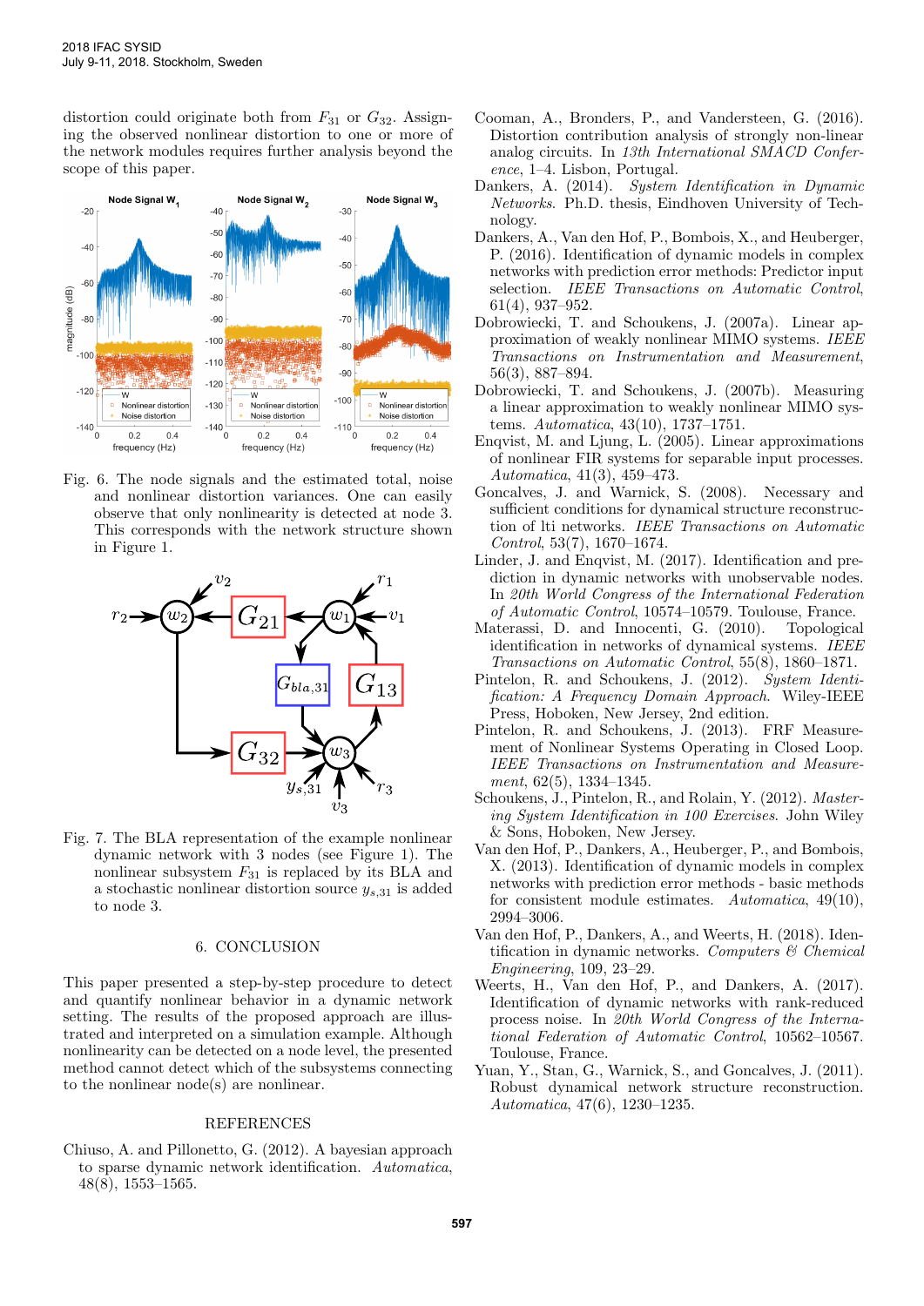distortion could originate both from $F_{31}$ or $G_{32}$. Assigning the observed nonlinear distortion to one or more of the network modules requires further analysis beyond the scope of this paper.

Node Signal $W_1$

Node Signal $W_2$

Node Signal $W_3$

magnitude (dB)

frequency (Hz)

W

Nonlinear distortion

Noise distortion

Fig. 6. The node signals and the estimated total, noise and nonlinear distortion variances. One can easily observe that only nonlinearity is detected at node 3. This corresponds with the network structure shown in Figure 1.

Fig. 7. The BLA representation of the example nonlinear dynamic network with 3 nodes (see Figure 1). The nonlinear subsystem $F_{31}$ is replaced by its BLA and a stochastic nonlinear distortion source $y_{s,31}$ is added to node 3.

## 6. CONCLUSION

This paper presented a step-by-step procedure to detect and quantify nonlinear behavior in a dynamic network setting. The results of the proposed approach are illustrated and interpreted on a simulation example. Although nonlinearity can be detected on a node level, the presented method cannot detect which of the subsystems connecting to the nonlinear node(s) are nonlinear.

## REFERENCES

Chiuso, A. and Pillonetto, G. (2012). A bayesian approach to sparse dynamic network identification. *Automatica*, 48(8), 1553–1565.

Cooman, A., Bronders, P., and Vandersteen, G. (2016). Distortion contribution analysis of strongly non-linear analog circuits. In *13th International SMACD Conference*, 1–4. Lisbon, Portugal.

Dankers, A. (2014). *System Identification in Dynamic Networks*. Ph.D. thesis, Eindhoven University of Technology.

Dankers, A., Van den Hof, P., Bombois, X., and Heuberger, P. (2016). Identification of dynamic models in complex networks with prediction error methods: Predictor input selection. *IEEE Transactions on Automatic Control*, 61(4), 937–952.

Dobrowiecki, T. and Schoukens, J. (2007a). Linear approximation of weakly nonlinear MIMO systems. *IEEE Transactions on Instrumentation and Measurement*, 56(3), 887–894.

Dobrowiecki, T. and Schoukens, J. (2007b). Measuring a linear approximation to weakly nonlinear MIMO systems. *Automatica*, 43(10), 1737–1751.

Enqvist, M. and Ljung, L. (2005). Linear approximations of nonlinear FIR systems for separable input processes. *Automatica*, 41(3), 459–473.

Goncalves, J. and Warnick, S. (2008). Necessary and sufficient conditions for dynamical structure reconstruction of lti networks. *IEEE Transactions on Automatic Control*, 53(7), 1670–1674.

Linder, J. and Enqvist, M. (2017). Identification and prediction in dynamic networks with unobservable nodes. In *20th World Congress of the International Federation of Automatic Control*, 10574–10579. Toulouse, France.

Materassi, D. and Innocenti, G. (2010). Topological identification in networks of dynamical systems. *IEEE Transactions on Automatic Control*, 55(8), 1860–1871.

Pintelon, R. and Schoukens, J. (2012). *System Identification: A Frequency Domain Approach*. Wiley-IEEE Press, Hoboken, New Jersey, 2nd edition.

Pintelon, R. and Schoukens, J. (2013). FRF Measurement of Nonlinear Systems Operating in Closed Loop. *IEEE Transactions on Instrumentation and Measurement*, 62(5), 1334–1345.

Schoukens, J., Pintelon, R., and Rolain, Y. (2012). *Mastering System Identification in 100 Exercises*. John Wiley & Sons, Hoboken, New Jersey.

Van den Hof, P., Dankers, A., Heuberger, P., and Bombois, X. (2013). Identification of dynamic models in complex networks with prediction error methods - basic methods for consistent module estimates. *Automatica*, 49(10), 2994–3006.

Van den Hof, P., Dankers, A., and Weerts, H. (2018). Identification in dynamic networks. *Computers & Chemical Engineering*, 109, 23–29.

Weerts, H., Van den Hof, P., and Dankers, A. (2017). Identification of dynamic networks with rank-reduced process noise. In *20th World Congress of the International Federation of Automatic Control*, 10562–10567. Toulouse, France.

Yuan, Y., Stan, G., Warnick, S., and Goncalves, J. (2011). Robust dynamical network structure reconstruction. *Automatica*, 47(6), 1230–1235.